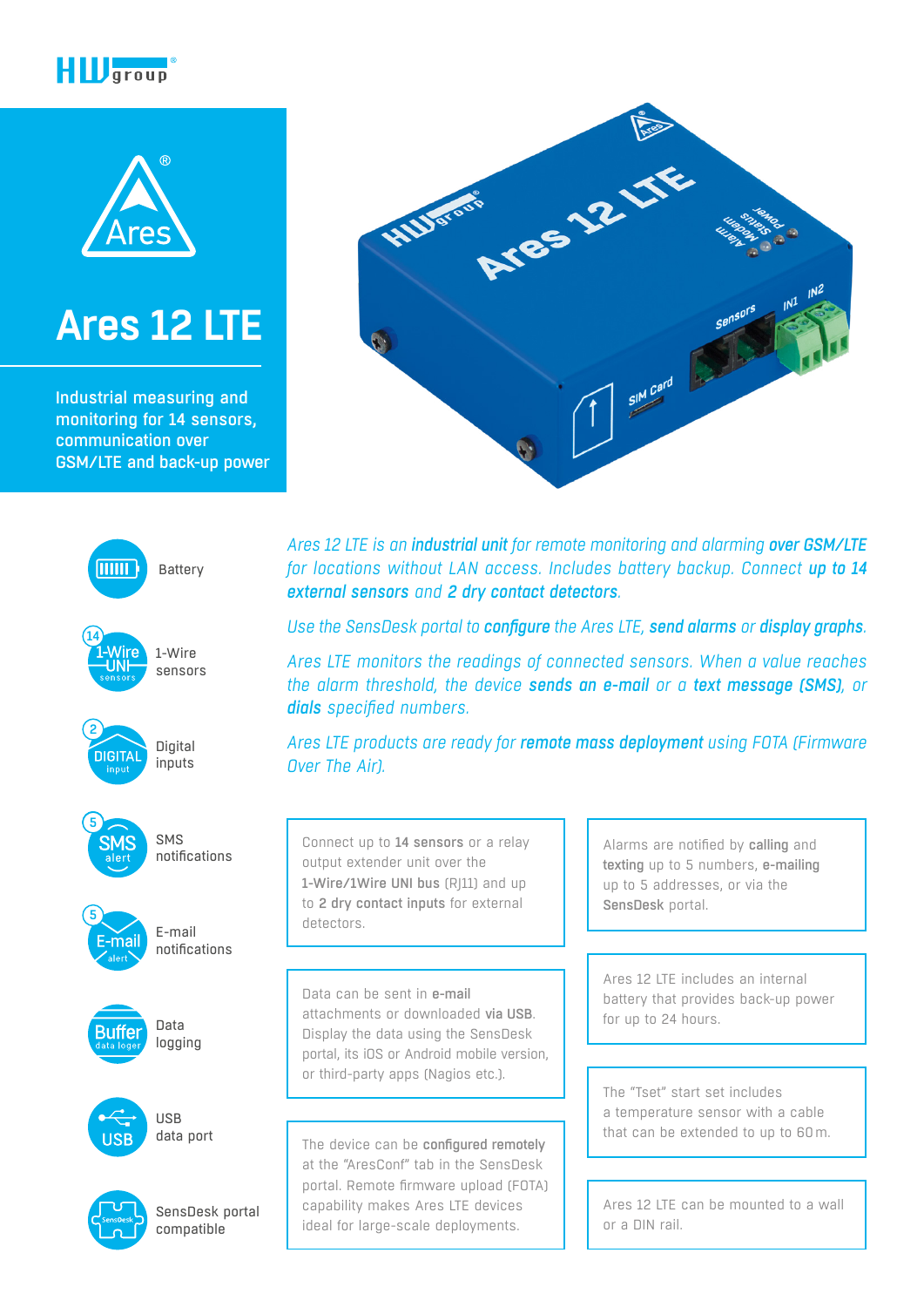# Ares 12 LTE

Industrial measuring and monitoring for 14 sensors, communication over GSM/LTE and back-up power

- Battery
- 14 — 1-Wire sensors
- 2 — Digital inputs
- 5 — SMS notifications
- 5 — E-mail notifications
- Data logging
- USB data port
- SensDesk portal compatible

*Ares 12 LTE is an* ***industrial unit*** *for remote monitoring and alarming* ***over GSM/LTE*** *for locations without LAN access. Includes battery backup. Connect* ***up to 14 external sensors*** *and* ***2 dry contact detectors****.*

*Use the SensDesk portal to* ***configure*** *the Ares LTE,* ***send alarms*** *or* ***display graphs****.*

*Ares LTE monitors the readings of connected sensors. When a value reaches the alarm threshold, the device* ***sends an e-mail*** *or a* ***text message (SMS)****, or* ***dials*** *specified numbers.*

*Ares LTE products are ready for* ***remote mass deployment*** *using FOTA (Firmware Over The Air).*

Connect up to **14 sensors** or a relay output extender unit over the **1-Wire/1Wire UNI bus** (RJ11) and up to **2 dry contact inputs** for external detectors.

Alarms are notified by **calling** and **texting** up to 5 numbers, **e-mailing** up to 5 addresses, or via the **SensDesk** portal.

Data can be sent in **e-mail** attachments or downloaded **via USB**. Display the data using the SensDesk portal, its iOS or Android mobile version, or third-party apps (Nagios etc.).

Ares 12 LTE includes an internal battery that provides back-up power for up to 24 hours.

The device can be **configured remotely** at the "AresConf" tab in the SensDesk portal. Remote firmware upload (FOTA) capability makes Ares LTE devices ideal for large-scale deployments.

The "Tset" start set includes a temperature sensor with a cable that can be extended to up to 60 m.

Ares 12 LTE can be mounted to a wall or a DIN rail.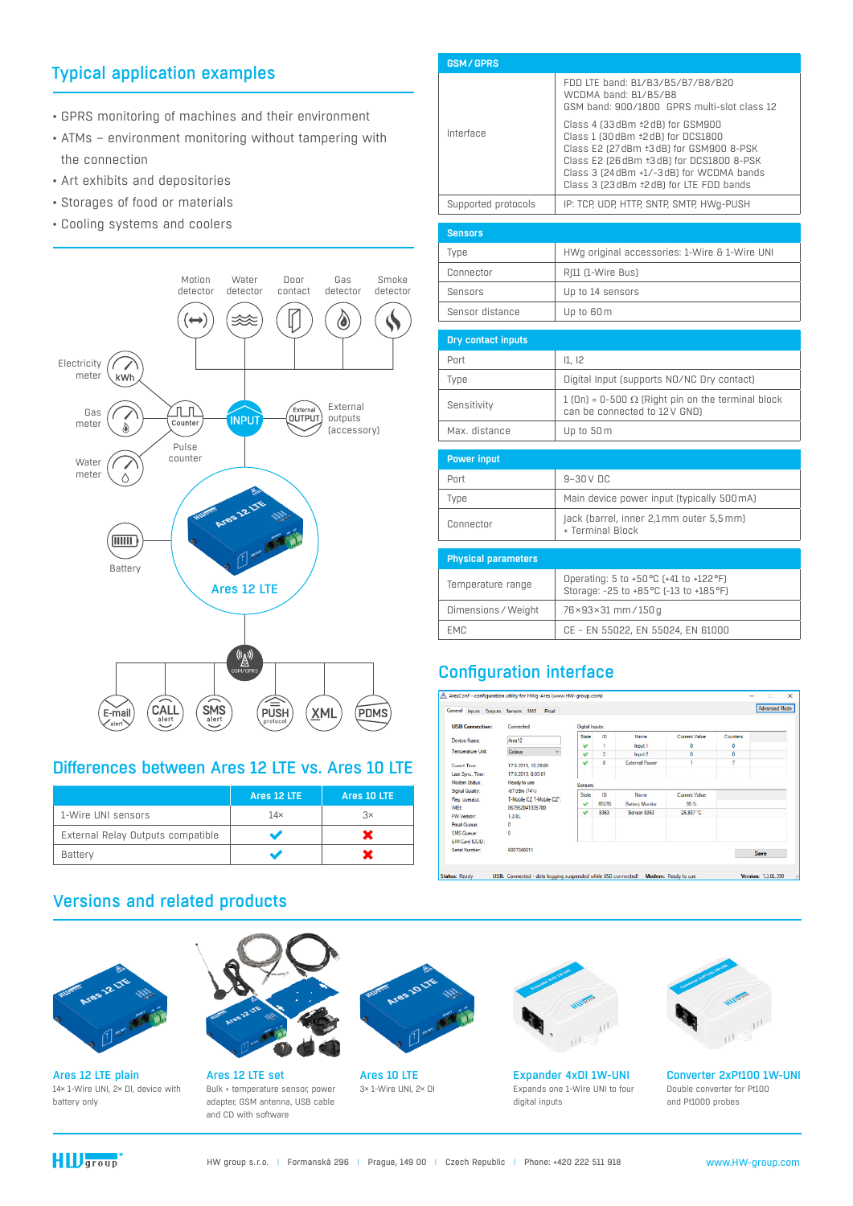## Typical application examples

- GPRS monitoring of machines and their environment
- ATMs – environment monitoring without tampering with the connection
- Art exhibits and depositories
- Storages of food or materials
- Cooling systems and coolers

Motion detector
Water detector
Door contact
Gas detector
Smoke detector
Electricity meter
Gas meter
Water meter
Counter
Pulse counter
INPUT
External OUTPUT
External outputs (accessory)
Battery
Ares 12 LTE
GSM/GPRS
E-mail alert
CALL alert
SMS alert
PUSH protocol
XML
PDMS

## Differences between Ares 12 LTE vs. Ares 10 LTE

| | Ares 12 LTE | Ares 10 LTE |
|---|---|---|
| 1-Wire UNI sensors | 14× | 3× |
| External Relay Outputs compatible | ✔ | ✖ |
| Battery | ✔ | ✖ |

| GSM / GPRS | |
|---|---|
| Interface | FDD LTE band: B1/B3/B5/B7/B8/B20<br>WCDMA band: B1/B5/B8<br>GSM band: 900/1800 GPRS multi-slot class 12<br>Class 4 (33 dBm ±2 dB) for GSM900<br>Class 1 (30 dBm ±2 dB) for DCS1800<br>Class E2 (27 dBm ±3 dB) for GSM900 8-PSK<br>Class E2 (26 dBm ±3 dB) for DCS1800 8-PSK<br>Class 3 (24 dBm +1/-3 dB) for WCDMA bands<br>Class 3 (23 dBm ±2 dB) for LTE FDD bands |
| Supported protocols | IP: TCP, UDP, HTTP, SNTP, SMTP, HWg-PUSH |

| Sensors | |
|---|---|
| Type | HWg original accessories: 1-Wire & 1-Wire UNI |
| Connector | RJ11 (1-Wire Bus) |
| Sensors | Up to 14 sensors |
| Sensor distance | Up to 60 m |

| Dry contact inputs | |
|---|---|
| Port | I1, I2 |
| Type | Digital Input (supports NO/NC Dry contact) |
| Sensitivity | 1 (On) = 0-500 Ω (Right pin on the terminal block can be connected to 12 V GND) |
| Max. distance | Up to 50 m |

| Power input | |
|---|---|
| Port | 9–30 V DC |
| Type | Main device power input (typically 500 mA) |
| Connector | Jack (barrel, inner 2,1 mm outer 5,5 mm) + Terminal Block |

| Physical parameters | |
|---|---|
| Temperature range | Operating: 5 to +50 °C (+41 to +122 °F)<br>Storage: -25 to +85 °C (-13 to +185 °F) |
| Dimensions / Weight | 76×93×31 mm / 150 g |
| EMC | CE - EN 55022, EN 55024, EN 61000 |

## Configuration interface

## Versions and related products

**Ares 12 LTE plain**
14× 1-Wire UNI, 2× DI, device with battery only

**Ares 12 LTE set**
Bulk + temperature sensor, power adapter, GSM antenna, USB cable and CD with software

**Ares 10 LTE**
3× 1-Wire UNI, 2× DI

**Expander 4xDI 1W-UNI**
Expands one 1-Wire UNI to four digital inputs

**Converter 2xPt100 1W-UNI**
Double converter for Pt100 and Pt1000 probes

HW group s.r.o. | Formanská 296 | Prague, 149 00 | Czech Republic | Phone: +420 222 511 918 www.HW-group.com